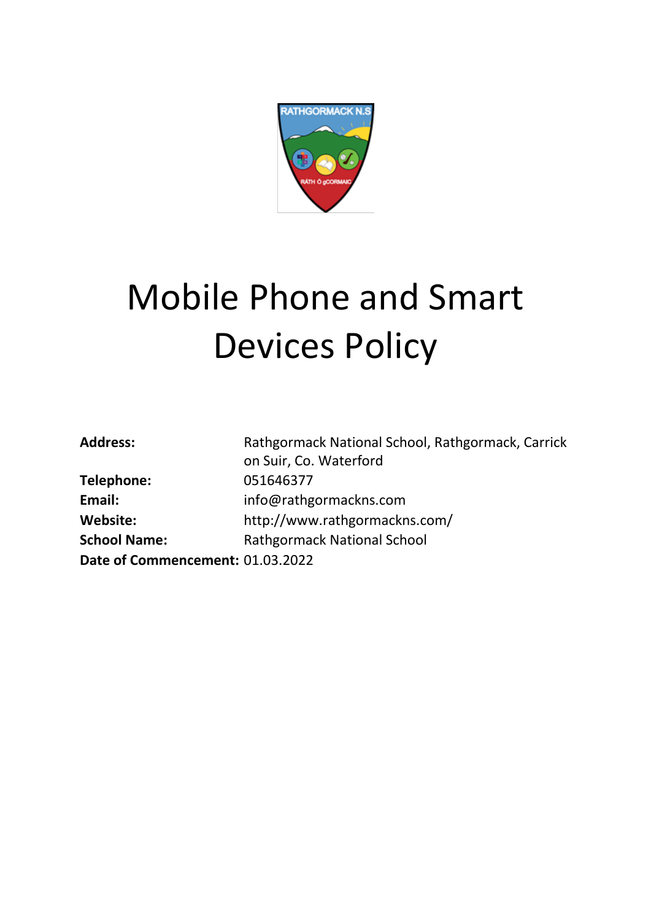# Mobile Phone and Smart Devices Policy

| | |
|---|---|
| **Address:** | Rathgormack National School, Rathgormack, Carrick on Suir, Co. Waterford |
| **Telephone:** | 051646377 |
| **Email:** | info@rathgormackns.com |
| **Website:** | http://www.rathgormackns.com/ |
| **School Name:** | Rathgormack National School |
| **Date of Commencement:** | 01.03.2022 |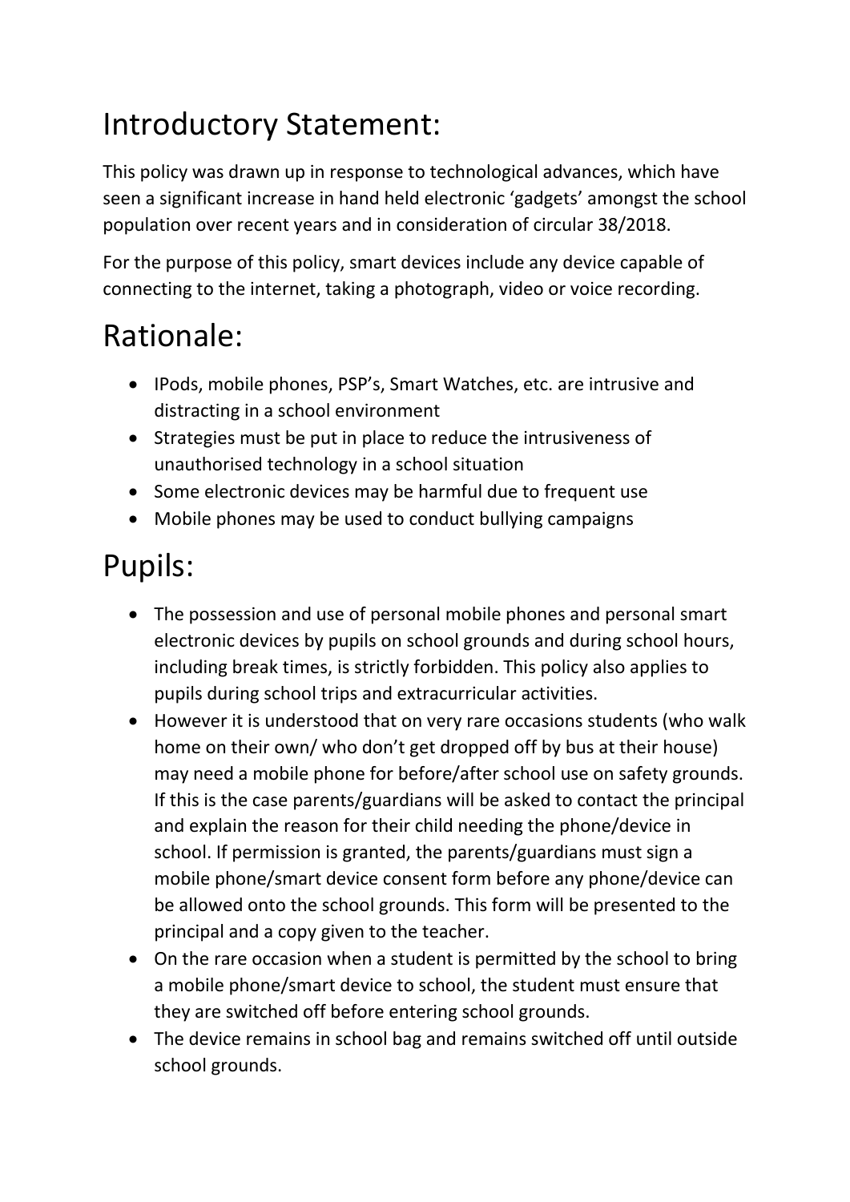# Introductory Statement:

This policy was drawn up in response to technological advances, which have seen a significant increase in hand held electronic 'gadgets' amongst the school population over recent years and in consideration of circular 38/2018.

For the purpose of this policy, smart devices include any device capable of connecting to the internet, taking a photograph, video or voice recording.

# Rationale:

- IPods, mobile phones, PSP's, Smart Watches, etc. are intrusive and distracting in a school environment
- Strategies must be put in place to reduce the intrusiveness of unauthorised technology in a school situation
- Some electronic devices may be harmful due to frequent use
- Mobile phones may be used to conduct bullying campaigns

# Pupils:

- The possession and use of personal mobile phones and personal smart electronic devices by pupils on school grounds and during school hours, including break times, is strictly forbidden. This policy also applies to pupils during school trips and extracurricular activities.
- However it is understood that on very rare occasions students (who walk home on their own/ who don't get dropped off by bus at their house) may need a mobile phone for before/after school use on safety grounds. If this is the case parents/guardians will be asked to contact the principal and explain the reason for their child needing the phone/device in school. If permission is granted, the parents/guardians must sign a mobile phone/smart device consent form before any phone/device can be allowed onto the school grounds. This form will be presented to the principal and a copy given to the teacher.
- On the rare occasion when a student is permitted by the school to bring a mobile phone/smart device to school, the student must ensure that they are switched off before entering school grounds.
- The device remains in school bag and remains switched off until outside school grounds.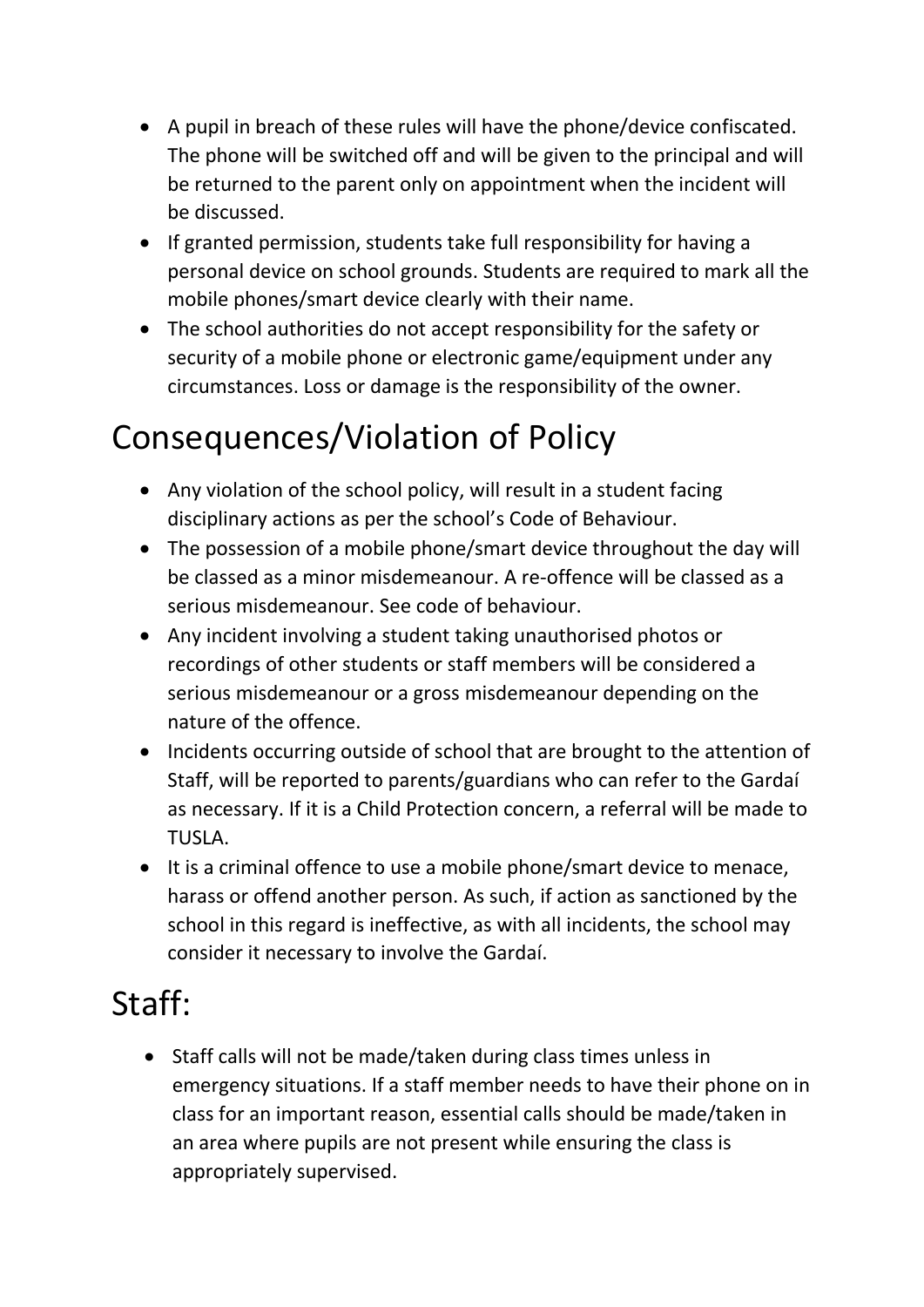- A pupil in breach of these rules will have the phone/device confiscated. The phone will be switched off and will be given to the principal and will be returned to the parent only on appointment when the incident will be discussed.
- If granted permission, students take full responsibility for having a personal device on school grounds. Students are required to mark all the mobile phones/smart device clearly with their name.
- The school authorities do not accept responsibility for the safety or security of a mobile phone or electronic game/equipment under any circumstances. Loss or damage is the responsibility of the owner.

# Consequences/Violation of Policy

- Any violation of the school policy, will result in a student facing disciplinary actions as per the school's Code of Behaviour.
- The possession of a mobile phone/smart device throughout the day will be classed as a minor misdemeanour. A re-offence will be classed as a serious misdemeanour. See code of behaviour.
- Any incident involving a student taking unauthorised photos or recordings of other students or staff members will be considered a serious misdemeanour or a gross misdemeanour depending on the nature of the offence.
- Incidents occurring outside of school that are brought to the attention of Staff, will be reported to parents/guardians who can refer to the Gardaí as necessary. If it is a Child Protection concern, a referral will be made to TUSLA.
- It is a criminal offence to use a mobile phone/smart device to menace, harass or offend another person. As such, if action as sanctioned by the school in this regard is ineffective, as with all incidents, the school may consider it necessary to involve the Gardaí.

# Staff:

- Staff calls will not be made/taken during class times unless in emergency situations. If a staff member needs to have their phone on in class for an important reason, essential calls should be made/taken in an area where pupils are not present while ensuring the class is appropriately supervised.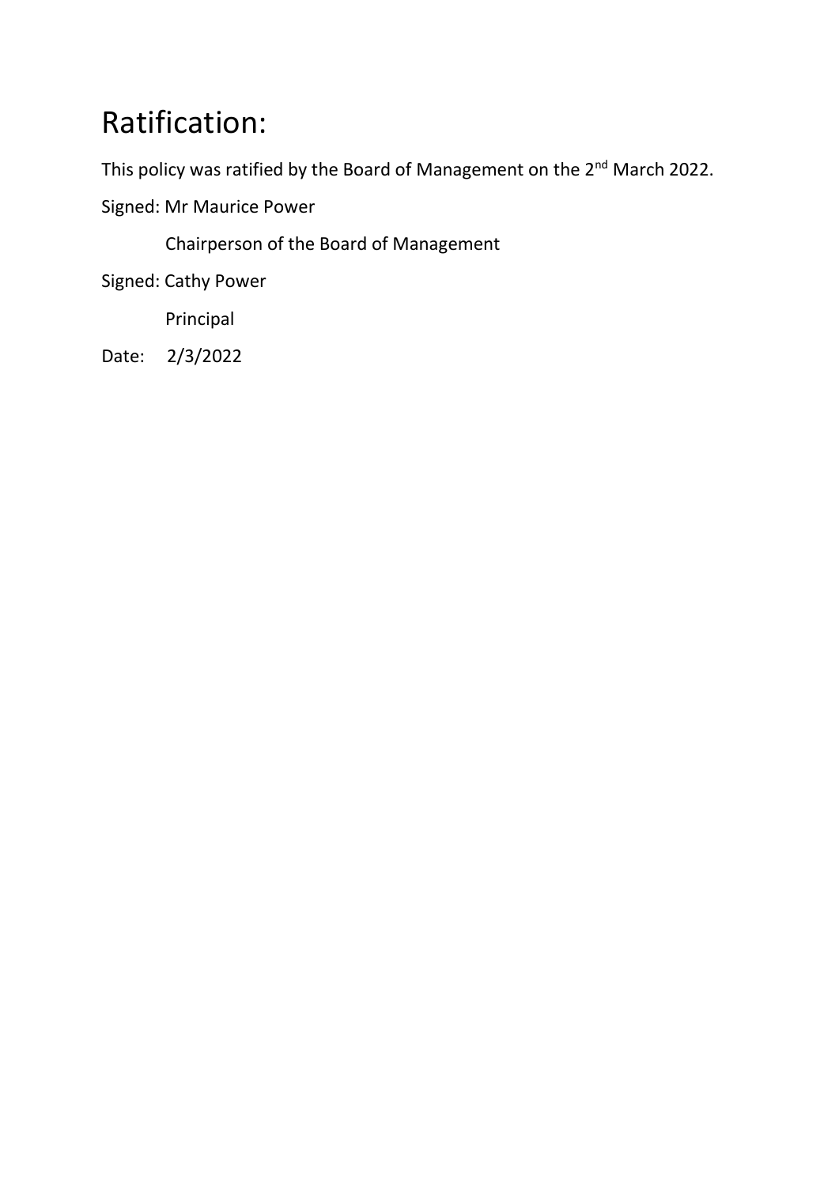# Ratification:

This policy was ratified by the Board of Management on the 2nd March 2022.

Signed: Mr Maurice Power

Chairperson of the Board of Management

Signed: Cathy Power

Principal

Date: 2/3/2022